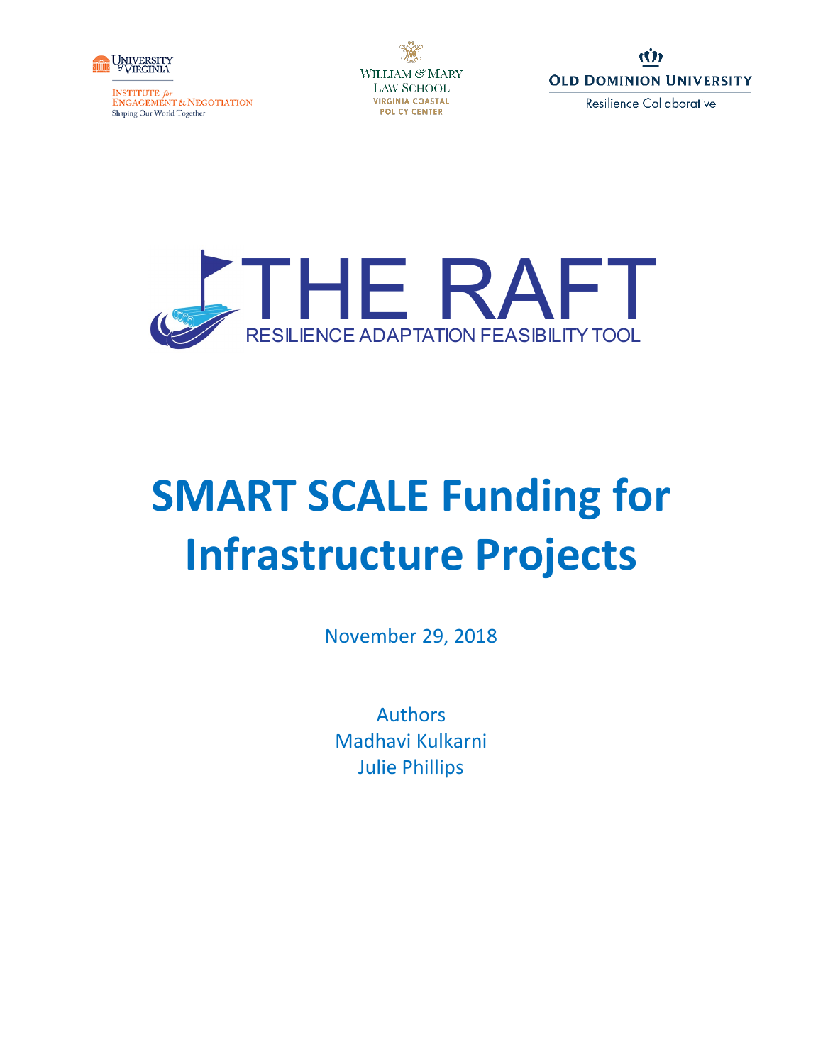UNIVERSITY of VIRGINIA

INSTITUTE for ENGAGEMENT & NEGOTIATION
Shaping Our World Together

WILLIAM & MARY
LAW SCHOOL
VIRGINIA COASTAL
POLICY CENTER

OLD DOMINION UNIVERSITY
Resilience Collaborative

THE RAFT
RESILIENCE ADAPTATION FEASIBILITY TOOL

# SMART SCALE Funding for Infrastructure Projects

November 29, 2018

Authors
Madhavi Kulkarni
Julie Phillips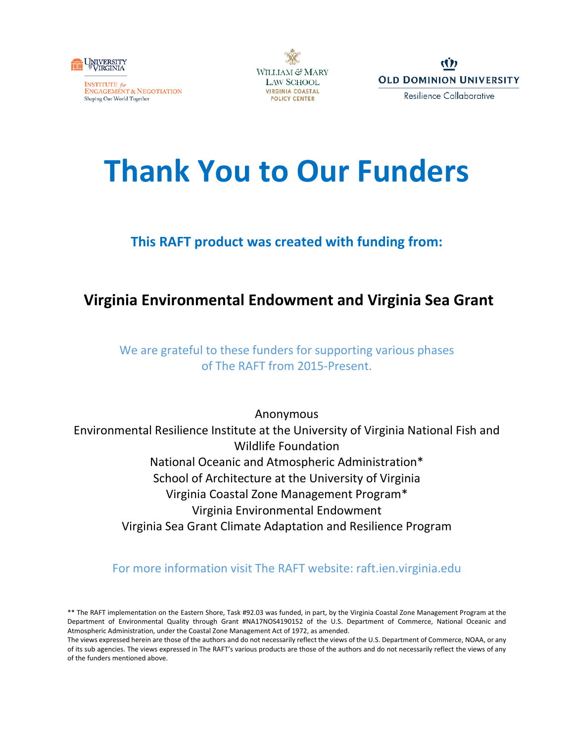University of Virginia Institute for Engagement & Negotiation — Shaping Our World Together

William & Mary Law School — Virginia Coastal Policy Center

Old Dominion University — Resilience Collaborative

# Thank You to Our Funders

### This RAFT product was created with funding from:

## Virginia Environmental Endowment and Virginia Sea Grant

We are grateful to these funders for supporting various phases of The RAFT from 2015-Present.

Anonymous
Environmental Resilience Institute at the University of Virginia National Fish and Wildlife Foundation
National Oceanic and Atmospheric Administration*
School of Architecture at the University of Virginia
Virginia Coastal Zone Management Program*
Virginia Environmental Endowment
Virginia Sea Grant Climate Adaptation and Resilience Program

For more information visit The RAFT website: raft.ien.virginia.edu

** The RAFT implementation on the Eastern Shore, Task #92.03 was funded, in part, by the Virginia Coastal Zone Management Program at the Department of Environmental Quality through Grant #NA17NOS4190152 of the U.S. Department of Commerce, National Oceanic and Atmospheric Administration, under the Coastal Zone Management Act of 1972, as amended.
The views expressed herein are those of the authors and do not necessarily reflect the views of the U.S. Department of Commerce, NOAA, or any of its sub agencies. The views expressed in The RAFT's various products are those of the authors and do not necessarily reflect the views of any of the funders mentioned above.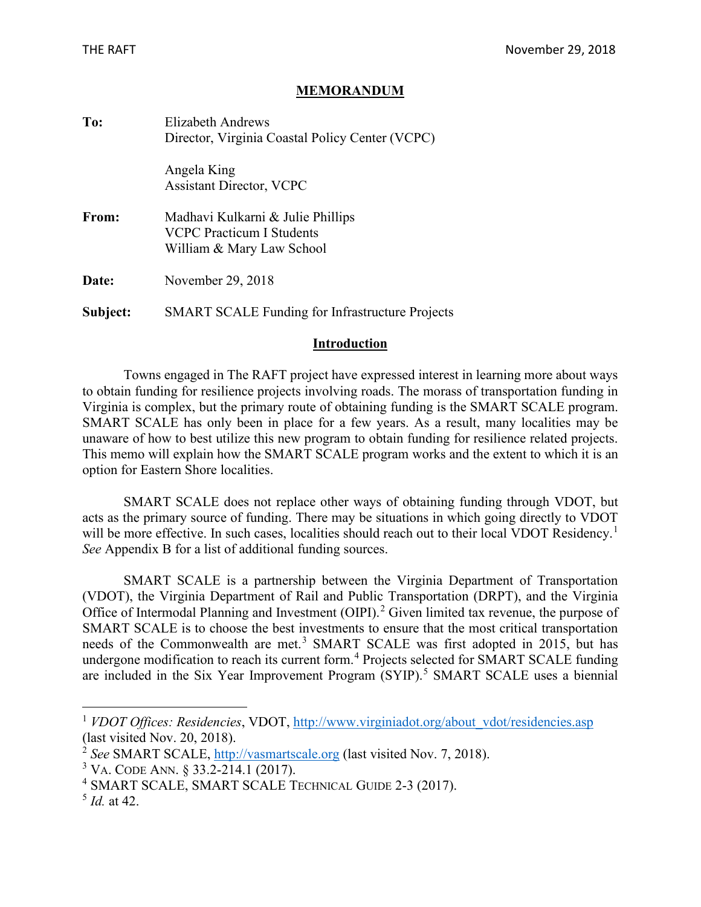# MEMORANDUM

**To:** Elizabeth Andrews
Director, Virginia Coastal Policy Center (VCPC)

Angela King
Assistant Director, VCPC

**From:** Madhavi Kulkarni & Julie Phillips
VCPC Practicum I Students
William & Mary Law School

**Date:** November 29, 2018

**Subject:** SMART SCALE Funding for Infrastructure Projects

## Introduction

Towns engaged in The RAFT project have expressed interest in learning more about ways to obtain funding for resilience projects involving roads. The morass of transportation funding in Virginia is complex, but the primary route of obtaining funding is the SMART SCALE program. SMART SCALE has only been in place for a few years. As a result, many localities may be unaware of how to best utilize this new program to obtain funding for resilience related projects. This memo will explain how the SMART SCALE program works and the extent to which it is an option for Eastern Shore localities.

SMART SCALE does not replace other ways of obtaining funding through VDOT, but acts as the primary source of funding. There may be situations in which going directly to VDOT will be more effective. In such cases, localities should reach out to their local VDOT Residency.[1] *See* Appendix B for a list of additional funding sources.

SMART SCALE is a partnership between the Virginia Department of Transportation (VDOT), the Virginia Department of Rail and Public Transportation (DRPT), and the Virginia Office of Intermodal Planning and Investment (OIPI).[2] Given limited tax revenue, the purpose of SMART SCALE is to choose the best investments to ensure that the most critical transportation needs of the Commonwealth are met.[3] SMART SCALE was first adopted in 2015, but has undergone modification to reach its current form.[4] Projects selected for SMART SCALE funding are included in the Six Year Improvement Program (SYIP).[5] SMART SCALE uses a biennial

---

[1] *VDOT Offices: Residencies*, VDOT, http://www.virginiadot.org/about_vdot/residencies.asp (last visited Nov. 20, 2018).

[2] *See* SMART SCALE, http://vasmartscale.org (last visited Nov. 7, 2018).

[3] VA. CODE ANN. § 33.2-214.1 (2017).

[4] SMART SCALE, SMART SCALE TECHNICAL GUIDE 2-3 (2017).

[5] *Id.* at 42.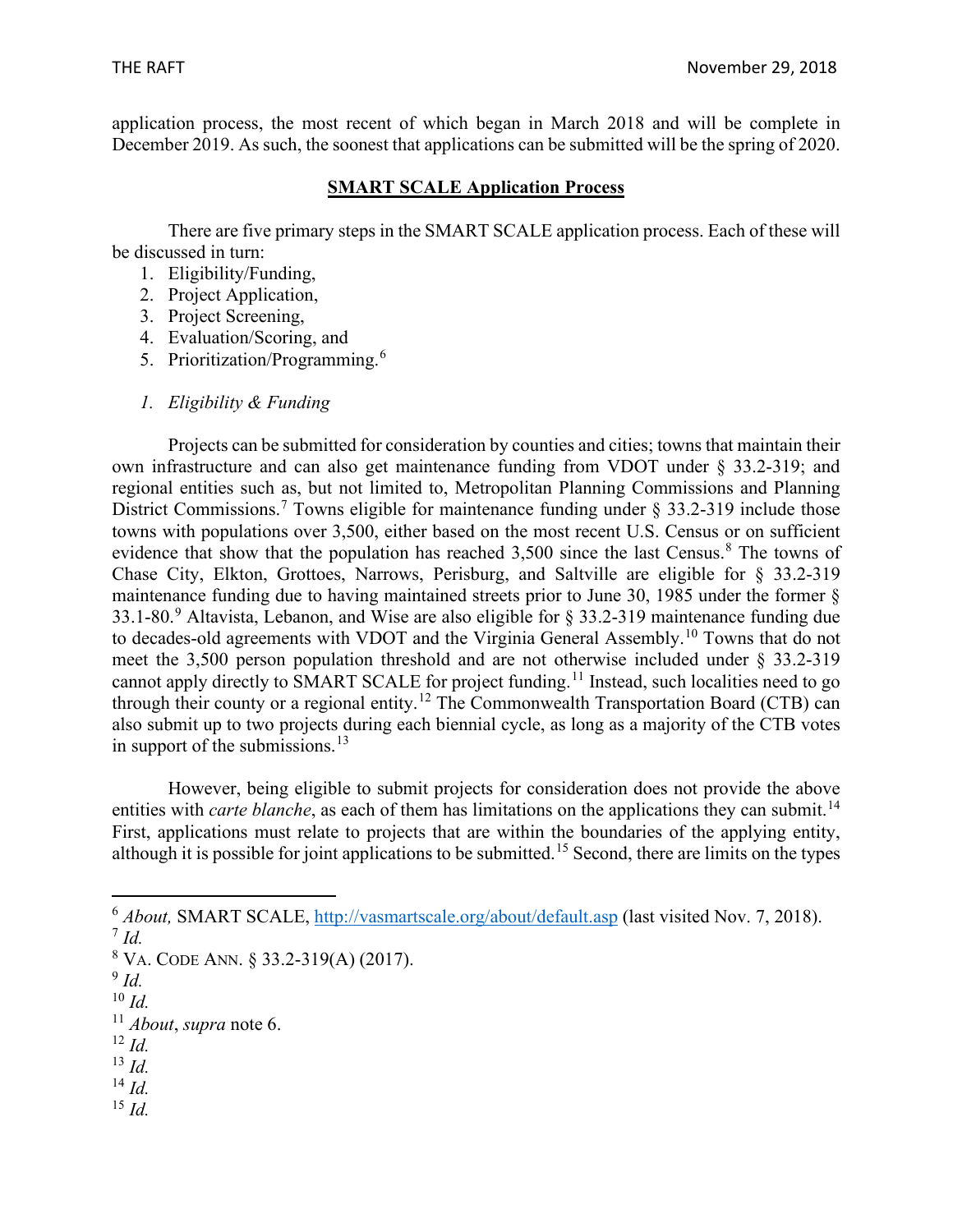application process, the most recent of which began in March 2018 and will be complete in December 2019. As such, the soonest that applications can be submitted will be the spring of 2020.

## **SMART SCALE Application Process**

There are five primary steps in the SMART SCALE application process. Each of these will be discussed in turn:

1. Eligibility/Funding,
2. Project Application,
3. Project Screening,
4. Evaluation/Scoring, and
5. Prioritization/Programming.[6]

### *1. Eligibility & Funding*

Projects can be submitted for consideration by counties and cities; towns that maintain their own infrastructure and can also get maintenance funding from VDOT under § 33.2-319; and regional entities such as, but not limited to, Metropolitan Planning Commissions and Planning District Commissions.[7] Towns eligible for maintenance funding under § 33.2-319 include those towns with populations over 3,500, either based on the most recent U.S. Census or on sufficient evidence that show that the population has reached 3,500 since the last Census.[8] The towns of Chase City, Elkton, Grottoes, Narrows, Perisburg, and Saltville are eligible for § 33.2-319 maintenance funding due to having maintained streets prior to June 30, 1985 under the former § 33.1-80.[9] Altavista, Lebanon, and Wise are also eligible for § 33.2-319 maintenance funding due to decades-old agreements with VDOT and the Virginia General Assembly.[10] Towns that do not meet the 3,500 person population threshold and are not otherwise included under § 33.2-319 cannot apply directly to SMART SCALE for project funding.[11] Instead, such localities need to go through their county or a regional entity.[12] The Commonwealth Transportation Board (CTB) can also submit up to two projects during each biennial cycle, as long as a majority of the CTB votes in support of the submissions.[13]

However, being eligible to submit projects for consideration does not provide the above entities with *carte blanche*, as each of them has limitations on the applications they can submit.[14] First, applications must relate to projects that are within the boundaries of the applying entity, although it is possible for joint applications to be submitted.[15] Second, there are limits on the types

---

[6] *About,* SMART SCALE, http://vasmartscale.org/about/default.asp (last visited Nov. 7, 2018).
[7] *Id.*
[8] VA. CODE ANN. § 33.2-319(A) (2017).
[9] *Id.*
[10] *Id.*
[11] *About*, *supra* note 6.
[12] *Id.*
[13] *Id.*
[14] *Id.*
[15] *Id.*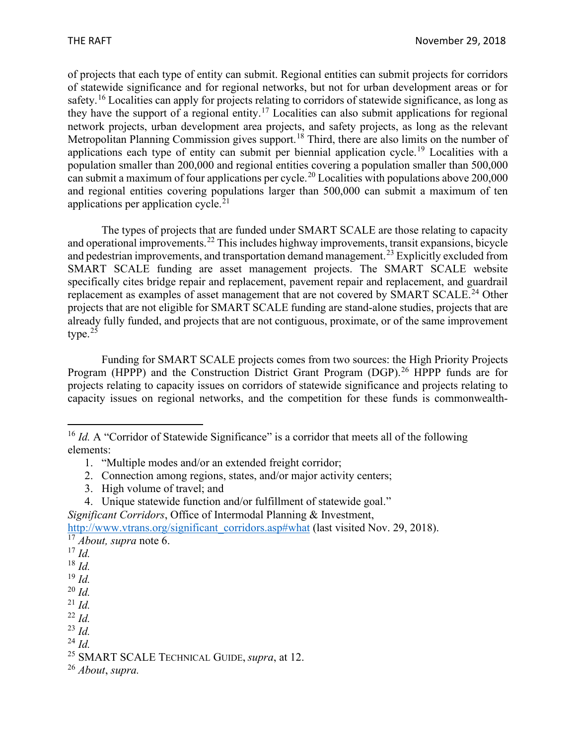of projects that each type of entity can submit. Regional entities can submit projects for corridors of statewide significance and for regional networks, but not for urban development areas or for safety.[16] Localities can apply for projects relating to corridors of statewide significance, as long as they have the support of a regional entity.[17] Localities can also submit applications for regional network projects, urban development area projects, and safety projects, as long as the relevant Metropolitan Planning Commission gives support.[18] Third, there are also limits on the number of applications each type of entity can submit per biennial application cycle.[19] Localities with a population smaller than 200,000 and regional entities covering a population smaller than 500,000 can submit a maximum of four applications per cycle.[20] Localities with populations above 200,000 and regional entities covering populations larger than 500,000 can submit a maximum of ten applications per application cycle.[21]

The types of projects that are funded under SMART SCALE are those relating to capacity and operational improvements.[22] This includes highway improvements, transit expansions, bicycle and pedestrian improvements, and transportation demand management.[23] Explicitly excluded from SMART SCALE funding are asset management projects. The SMART SCALE website specifically cites bridge repair and replacement, pavement repair and replacement, and guardrail replacement as examples of asset management that are not covered by SMART SCALE.[24] Other projects that are not eligible for SMART SCALE funding are stand-alone studies, projects that are already fully funded, and projects that are not contiguous, proximate, or of the same improvement type.[25]

Funding for SMART SCALE projects comes from two sources: the High Priority Projects Program (HPPP) and the Construction District Grant Program (DGP).[26] HPPP funds are for projects relating to capacity issues on corridors of statewide significance and projects relating to capacity issues on regional networks, and the competition for these funds is commonwealth-

---

[16] *Id.* A "Corridor of Statewide Significance" is a corridor that meets all of the following elements:

1. "Multiple modes and/or an extended freight corridor;
2. Connection among regions, states, and/or major activity centers;
3. High volume of travel; and
4. Unique statewide function and/or fulfillment of statewide goal."

*Significant Corridors*, Office of Intermodal Planning & Investment, http://www.vtrans.org/significant_corridors.asp#what (last visited Nov. 29, 2018).

[17] *About, supra* note 6.

[17] *Id.*

[18] *Id.*

[19] *Id.*

[20] *Id.*

[21] *Id.*

[22] *Id.*

[23] *Id.*

[24] *Id.*

[25] SMART SCALE TECHNICAL GUIDE, *supra*, at 12.

[26] *About*, *supra.*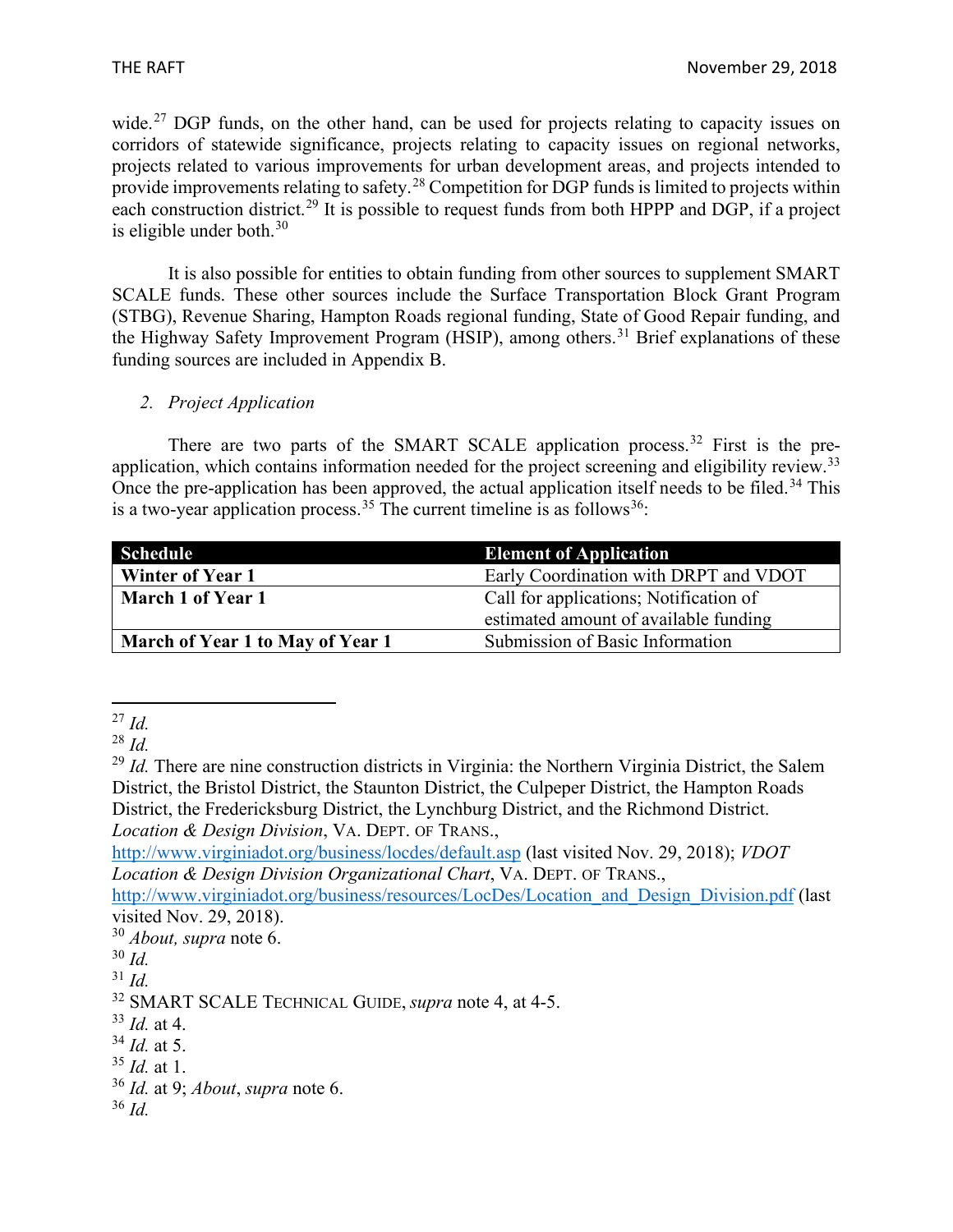wide.[27] DGP funds, on the other hand, can be used for projects relating to capacity issues on corridors of statewide significance, projects relating to capacity issues on regional networks, projects related to various improvements for urban development areas, and projects intended to provide improvements relating to safety.[28] Competition for DGP funds is limited to projects within each construction district.[29] It is possible to request funds from both HPPP and DGP, if a project is eligible under both.[30]

It is also possible for entities to obtain funding from other sources to supplement SMART SCALE funds. These other sources include the Surface Transportation Block Grant Program (STBG), Revenue Sharing, Hampton Roads regional funding, State of Good Repair funding, and the Highway Safety Improvement Program (HSIP), among others.[31] Brief explanations of these funding sources are included in Appendix B.

*2. Project Application*

There are two parts of the SMART SCALE application process.[32] First is the pre-application, which contains information needed for the project screening and eligibility review.[33] Once the pre-application has been approved, the actual application itself needs to be filed.[34] This is a two-year application process.[35] The current timeline is as follows[36]:

| Schedule | Element of Application |
|---|---|
| **Winter of Year 1** | Early Coordination with DRPT and VDOT |
| **March 1 of Year 1** | Call for applications; Notification of estimated amount of available funding |
| **March of Year 1 to May of Year 1** | Submission of Basic Information |

---

[27] *Id.*

[28] *Id.*

[29] *Id.* There are nine construction districts in Virginia: the Northern Virginia District, the Salem District, the Bristol District, the Staunton District, the Culpeper District, the Hampton Roads District, the Fredericksburg District, the Lynchburg District, and the Richmond District. *Location & Design Division*, VA. DEPT. OF TRANS., http://www.virginiadot.org/business/locdes/default.asp (last visited Nov. 29, 2018); *VDOT Location & Design Division Organizational Chart*, VA. DEPT. OF TRANS., http://www.virginiadot.org/business/resources/LocDes/Location_and_Design_Division.pdf (last visited Nov. 29, 2018).

[30] *About, supra* note 6.

[30] *Id.*

[31] *Id.*

[32] SMART SCALE TECHNICAL GUIDE, *supra* note 4, at 4-5.

[33] *Id.* at 4.

[34] *Id.* at 5.

[35] *Id.* at 1.

[36] *Id.* at 9; *About*, *supra* note 6.

[36] *Id.*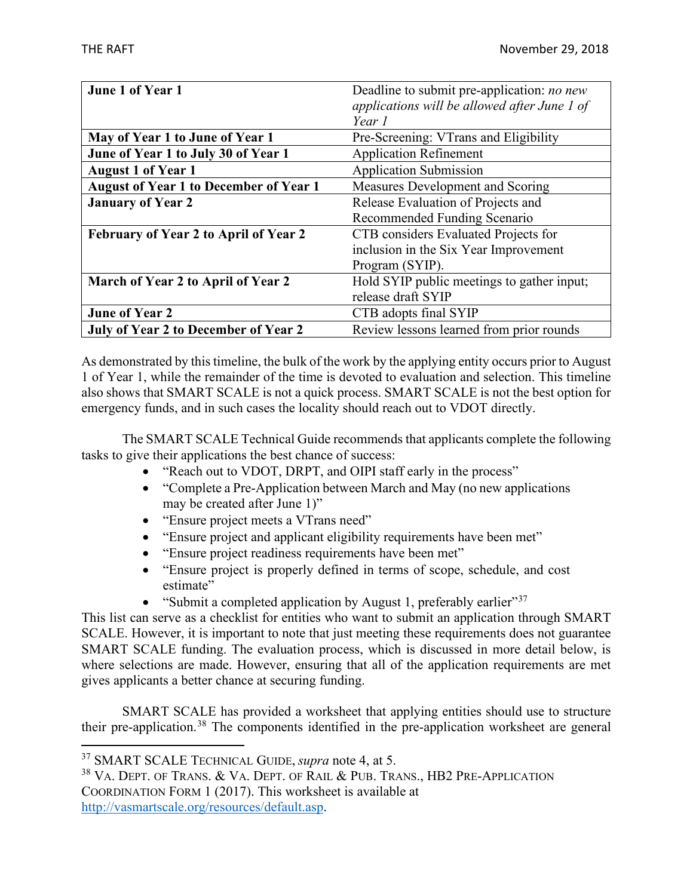| **June 1 of Year 1** | Deadline to submit pre-application: *no new applications will be allowed after June 1 of Year 1* |
|---|---|
| **May of Year 1 to June of Year 1** | Pre-Screening: VTrans and Eligibility |
| **June of Year 1 to July 30 of Year 1** | Application Refinement |
| **August 1 of Year 1** | Application Submission |
| **August of Year 1 to December of Year 1** | Measures Development and Scoring |
| **January of Year 2** | Release Evaluation of Projects and Recommended Funding Scenario |
| **February of Year 2 to April of Year 2** | CTB considers Evaluated Projects for inclusion in the Six Year Improvement Program (SYIP). |
| **March of Year 2 to April of Year 2** | Hold SYIP public meetings to gather input; release draft SYIP |
| **June of Year 2** | CTB adopts final SYIP |
| **July of Year 2 to December of Year 2** | Review lessons learned from prior rounds |

As demonstrated by this timeline, the bulk of the work by the applying entity occurs prior to August 1 of Year 1, while the remainder of the time is devoted to evaluation and selection. This timeline also shows that SMART SCALE is not a quick process. SMART SCALE is not the best option for emergency funds, and in such cases the locality should reach out to VDOT directly.

The SMART SCALE Technical Guide recommends that applicants complete the following tasks to give their applications the best chance of success:

- "Reach out to VDOT, DRPT, and OIPI staff early in the process"
- "Complete a Pre-Application between March and May (no new applications may be created after June 1)"
- "Ensure project meets a VTrans need"
- "Ensure project and applicant eligibility requirements have been met"
- "Ensure project readiness requirements have been met"
- "Ensure project is properly defined in terms of scope, schedule, and cost estimate"
- "Submit a completed application by August 1, preferably earlier"[37]

This list can serve as a checklist for entities who want to submit an application through SMART SCALE. However, it is important to note that just meeting these requirements does not guarantee SMART SCALE funding. The evaluation process, which is discussed in more detail below, is where selections are made. However, ensuring that all of the application requirements are met gives applicants a better chance at securing funding.

SMART SCALE has provided a worksheet that applying entities should use to structure their pre-application.[38] The components identified in the pre-application worksheet are general

---

[37] SMART SCALE TECHNICAL GUIDE, *supra* note 4, at 5.

[38] VA. DEPT. OF TRANS. & VA. DEPT. OF RAIL & PUB. TRANS., HB2 PRE-APPLICATION COORDINATION FORM 1 (2017). This worksheet is available at http://vasmartscale.org/resources/default.asp.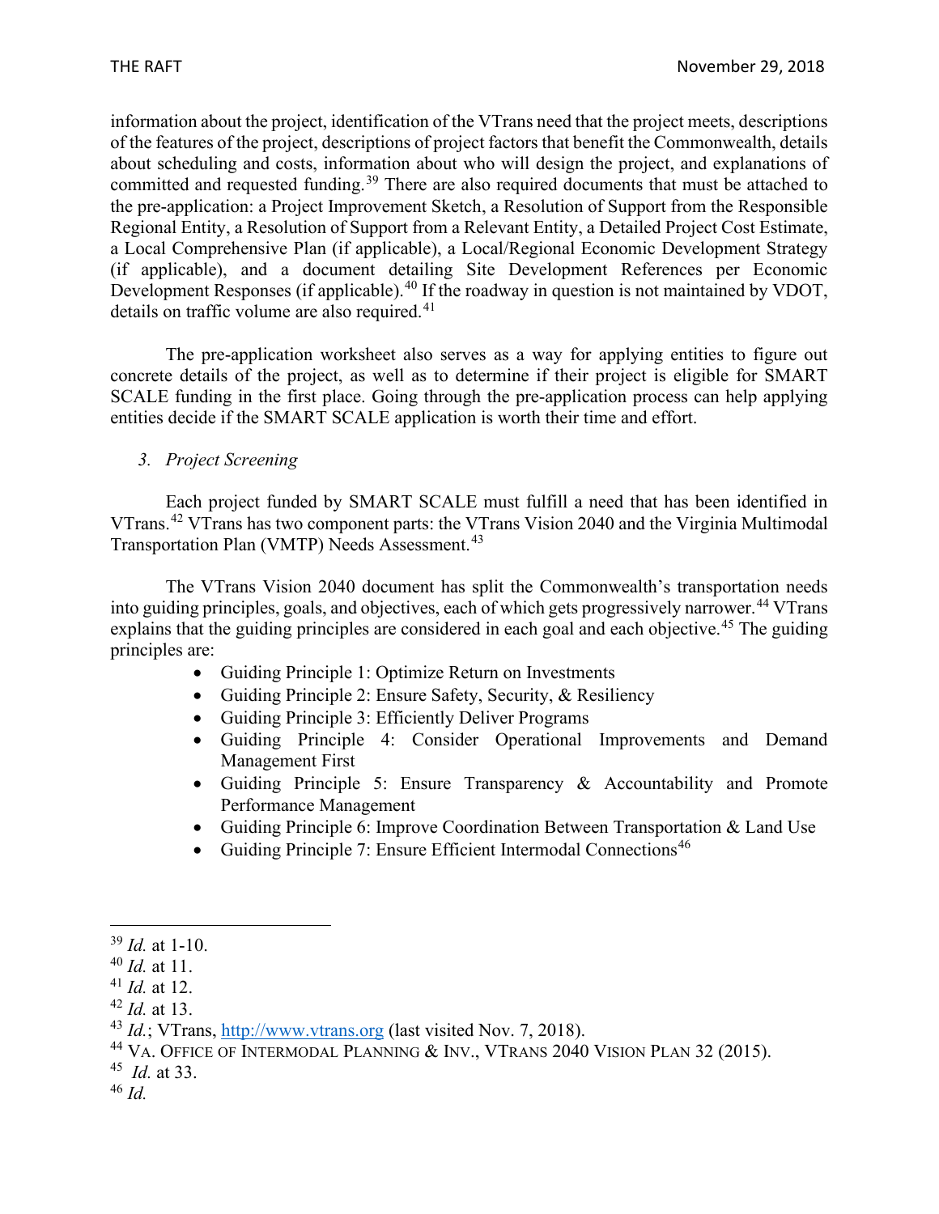information about the project, identification of the VTrans need that the project meets, descriptions of the features of the project, descriptions of project factors that benefit the Commonwealth, details about scheduling and costs, information about who will design the project, and explanations of committed and requested funding.[39] There are also required documents that must be attached to the pre-application: a Project Improvement Sketch, a Resolution of Support from the Responsible Regional Entity, a Resolution of Support from a Relevant Entity, a Detailed Project Cost Estimate, a Local Comprehensive Plan (if applicable), a Local/Regional Economic Development Strategy (if applicable), and a document detailing Site Development References per Economic Development Responses (if applicable).[40] If the roadway in question is not maintained by VDOT, details on traffic volume are also required.[41]

The pre-application worksheet also serves as a way for applying entities to figure out concrete details of the project, as well as to determine if their project is eligible for SMART SCALE funding in the first place. Going through the pre-application process can help applying entities decide if the SMART SCALE application is worth their time and effort.

### 3. *Project Screening*

Each project funded by SMART SCALE must fulfill a need that has been identified in VTrans.[42] VTrans has two component parts: the VTrans Vision 2040 and the Virginia Multimodal Transportation Plan (VMTP) Needs Assessment.[43]

The VTrans Vision 2040 document has split the Commonwealth's transportation needs into guiding principles, goals, and objectives, each of which gets progressively narrower.[44] VTrans explains that the guiding principles are considered in each goal and each objective.[45] The guiding principles are:

- Guiding Principle 1: Optimize Return on Investments
- Guiding Principle 2: Ensure Safety, Security, & Resiliency
- Guiding Principle 3: Efficiently Deliver Programs
- Guiding Principle 4: Consider Operational Improvements and Demand Management First
- Guiding Principle 5: Ensure Transparency & Accountability and Promote Performance Management
- Guiding Principle 6: Improve Coordination Between Transportation & Land Use
- Guiding Principle 7: Ensure Efficient Intermodal Connections[46]

---

[39] *Id.* at 1-10.

[40] *Id.* at 11.

[41] *Id.* at 12.

[42] *Id.* at 13.

[43] *Id.*; VTrans, http://www.vtrans.org (last visited Nov. 7, 2018).

[44] VA. OFFICE OF INTERMODAL PLANNING & INV., VTRANS 2040 VISION PLAN 32 (2015).

[45] *Id.* at 33.

[46] *Id.*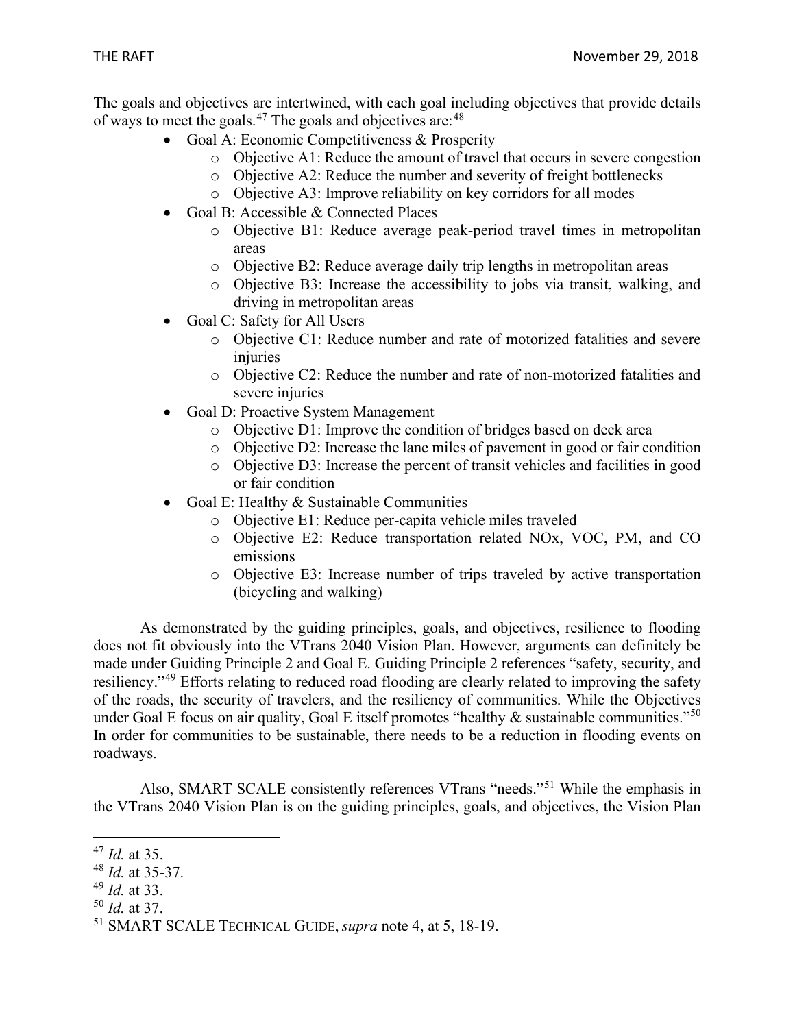The goals and objectives are intertwined, with each goal including objectives that provide details of ways to meet the goals.[47] The goals and objectives are:[48]

- Goal A: Economic Competitiveness & Prosperity
  - Objective A1: Reduce the amount of travel that occurs in severe congestion
  - Objective A2: Reduce the number and severity of freight bottlenecks
  - Objective A3: Improve reliability on key corridors for all modes
- Goal B: Accessible & Connected Places
  - Objective B1: Reduce average peak-period travel times in metropolitan areas
  - Objective B2: Reduce average daily trip lengths in metropolitan areas
  - Objective B3: Increase the accessibility to jobs via transit, walking, and driving in metropolitan areas
- Goal C: Safety for All Users
  - Objective C1: Reduce number and rate of motorized fatalities and severe injuries
  - Objective C2: Reduce the number and rate of non-motorized fatalities and severe injuries
- Goal D: Proactive System Management
  - Objective D1: Improve the condition of bridges based on deck area
  - Objective D2: Increase the lane miles of pavement in good or fair condition
  - Objective D3: Increase the percent of transit vehicles and facilities in good or fair condition
- Goal E: Healthy & Sustainable Communities
  - Objective E1: Reduce per-capita vehicle miles traveled
  - Objective E2: Reduce transportation related NOx, VOC, PM, and CO emissions
  - Objective E3: Increase number of trips traveled by active transportation (bicycling and walking)

As demonstrated by the guiding principles, goals, and objectives, resilience to flooding does not fit obviously into the VTrans 2040 Vision Plan. However, arguments can definitely be made under Guiding Principle 2 and Goal E. Guiding Principle 2 references "safety, security, and resiliency."[49] Efforts relating to reduced road flooding are clearly related to improving the safety of the roads, the security of travelers, and the resiliency of communities. While the Objectives under Goal E focus on air quality, Goal E itself promotes "healthy & sustainable communities."[50] In order for communities to be sustainable, there needs to be a reduction in flooding events on roadways.

Also, SMART SCALE consistently references VTrans "needs."[51] While the emphasis in the VTrans 2040 Vision Plan is on the guiding principles, goals, and objectives, the Vision Plan

---

[47] *Id.* at 35.

[48] *Id.* at 35-37.

[49] *Id.* at 33.

[50] *Id.* at 37.

[51] SMART SCALE TECHNICAL GUIDE, *supra* note 4, at 5, 18-19.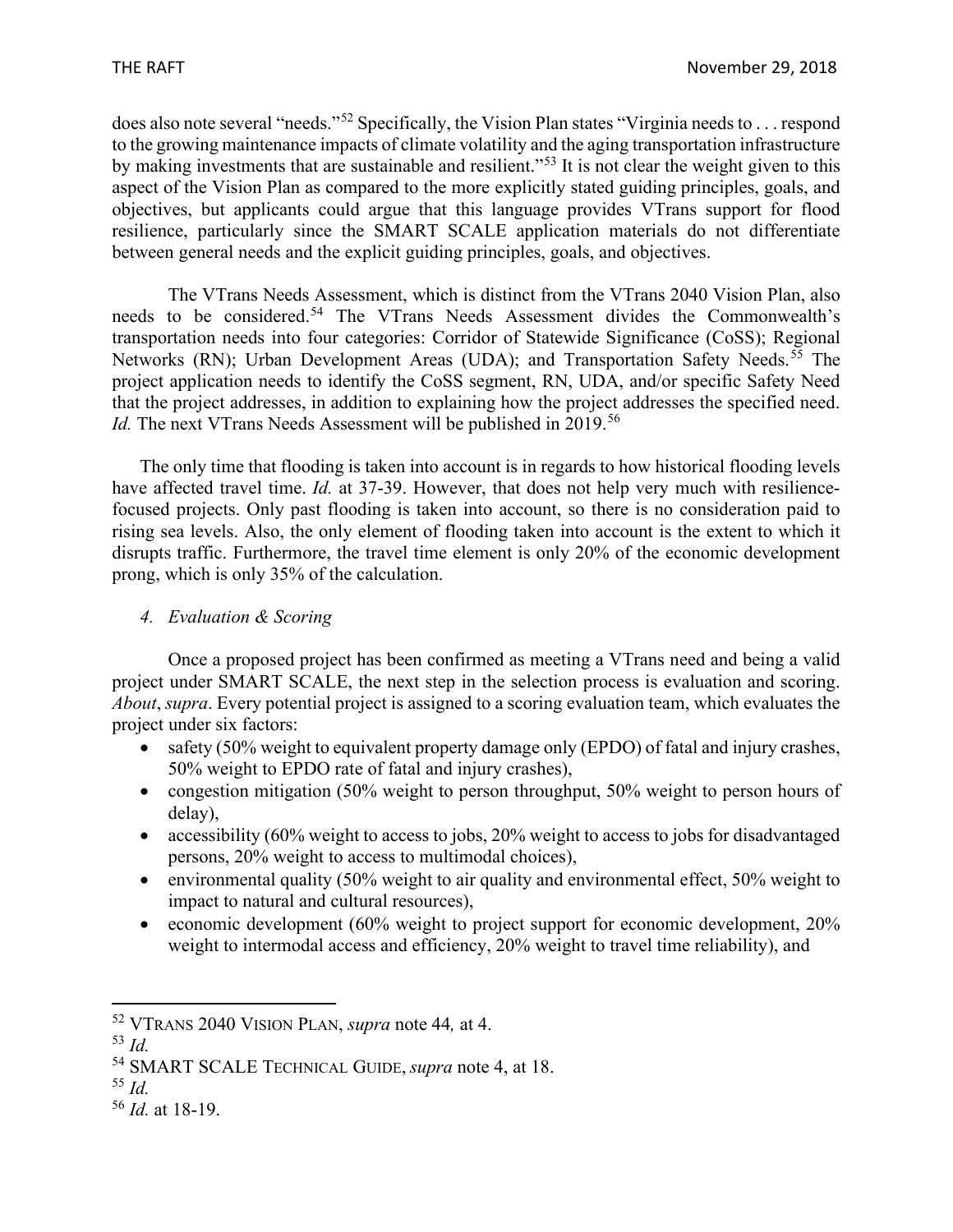does also note several "needs."[52] Specifically, the Vision Plan states "Virginia needs to . . . respond to the growing maintenance impacts of climate volatility and the aging transportation infrastructure by making investments that are sustainable and resilient."[53] It is not clear the weight given to this aspect of the Vision Plan as compared to the more explicitly stated guiding principles, goals, and objectives, but applicants could argue that this language provides VTrans support for flood resilience, particularly since the SMART SCALE application materials do not differentiate between general needs and the explicit guiding principles, goals, and objectives.

The VTrans Needs Assessment, which is distinct from the VTrans 2040 Vision Plan, also needs to be considered.[54] The VTrans Needs Assessment divides the Commonwealth's transportation needs into four categories: Corridor of Statewide Significance (CoSS); Regional Networks (RN); Urban Development Areas (UDA); and Transportation Safety Needs.[55] The project application needs to identify the CoSS segment, RN, UDA, and/or specific Safety Need that the project addresses, in addition to explaining how the project addresses the specified need. *Id.* The next VTrans Needs Assessment will be published in 2019.[56]

The only time that flooding is taken into account is in regards to how historical flooding levels have affected travel time. *Id.* at 37-39. However, that does not help very much with resilience-focused projects. Only past flooding is taken into account, so there is no consideration paid to rising sea levels. Also, the only element of flooding taken into account is the extent to which it disrupts traffic. Furthermore, the travel time element is only 20% of the economic development prong, which is only 35% of the calculation.

#### *4. Evaluation & Scoring*

Once a proposed project has been confirmed as meeting a VTrans need and being a valid project under SMART SCALE, the next step in the selection process is evaluation and scoring. *About*, *supra*. Every potential project is assigned to a scoring evaluation team, which evaluates the project under six factors:

- safety (50% weight to equivalent property damage only (EPDO) of fatal and injury crashes, 50% weight to EPDO rate of fatal and injury crashes),
- congestion mitigation (50% weight to person throughput, 50% weight to person hours of delay),
- accessibility (60% weight to access to jobs, 20% weight to access to jobs for disadvantaged persons, 20% weight to access to multimodal choices),
- environmental quality (50% weight to air quality and environmental effect, 50% weight to impact to natural and cultural resources),
- economic development (60% weight to project support for economic development, 20% weight to intermodal access and efficiency, 20% weight to travel time reliability), and

---

[52] VTRANS 2040 VISION PLAN, *supra* note 44*,* at 4.

[53] *Id.*

[54] SMART SCALE TECHNICAL GUIDE, *supra* note 4, at 18.

[55] *Id.*

[56] *Id.* at 18-19.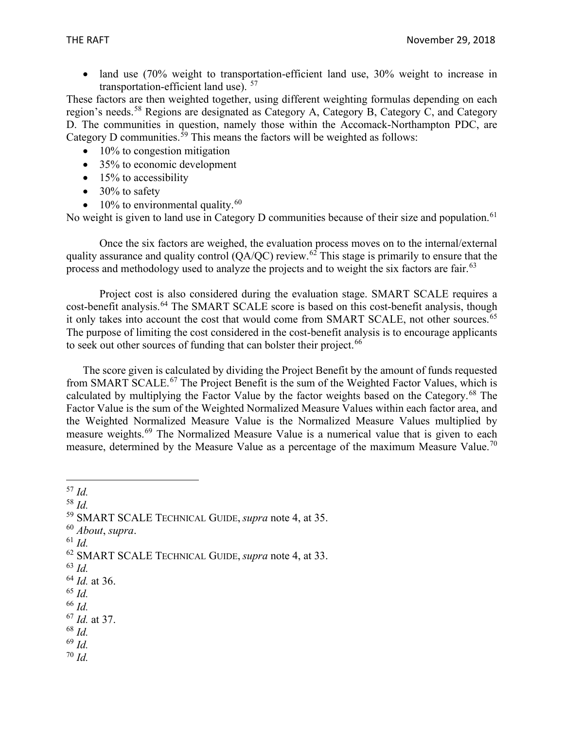- land use (70% weight to transportation-efficient land use, 30% weight to increase in transportation-efficient land use). [57]

These factors are then weighted together, using different weighting formulas depending on each region's needs.[58] Regions are designated as Category A, Category B, Category C, and Category D. The communities in question, namely those within the Accomack-Northampton PDC, are Category D communities.[59] This means the factors will be weighted as follows:

- 10% to congestion mitigation
- 35% to economic development
- 15% to accessibility
- 30% to safety
- 10% to environmental quality.[60]

No weight is given to land use in Category D communities because of their size and population.[61]

Once the six factors are weighed, the evaluation process moves on to the internal/external quality assurance and quality control (QA/QC) review.[62] This stage is primarily to ensure that the process and methodology used to analyze the projects and to weight the six factors are fair.[63]

Project cost is also considered during the evaluation stage. SMART SCALE requires a cost-benefit analysis.[64] The SMART SCALE score is based on this cost-benefit analysis, though it only takes into account the cost that would come from SMART SCALE, not other sources.[65] The purpose of limiting the cost considered in the cost-benefit analysis is to encourage applicants to seek out other sources of funding that can bolster their project.[66]

The score given is calculated by dividing the Project Benefit by the amount of funds requested from SMART SCALE.[67] The Project Benefit is the sum of the Weighted Factor Values, which is calculated by multiplying the Factor Value by the factor weights based on the Category.[68] The Factor Value is the sum of the Weighted Normalized Measure Values within each factor area, and the Weighted Normalized Measure Value is the Normalized Measure Values multiplied by measure weights.[69] The Normalized Measure Value is a numerical value that is given to each measure, determined by the Measure Value as a percentage of the maximum Measure Value.[70]

---

[57] *Id.*
[58] *Id.*
[59] SMART SCALE TECHNICAL GUIDE, *supra* note 4, at 35.
[60] *About*, *supra*.
[61] *Id.*
[62] SMART SCALE TECHNICAL GUIDE, *supra* note 4, at 33.
[63] *Id.*
[64] *Id.* at 36.
[65] *Id.*
[66] *Id.*
[67] *Id.* at 37.
[68] *Id.*
[69] *Id.*
[70] *Id.*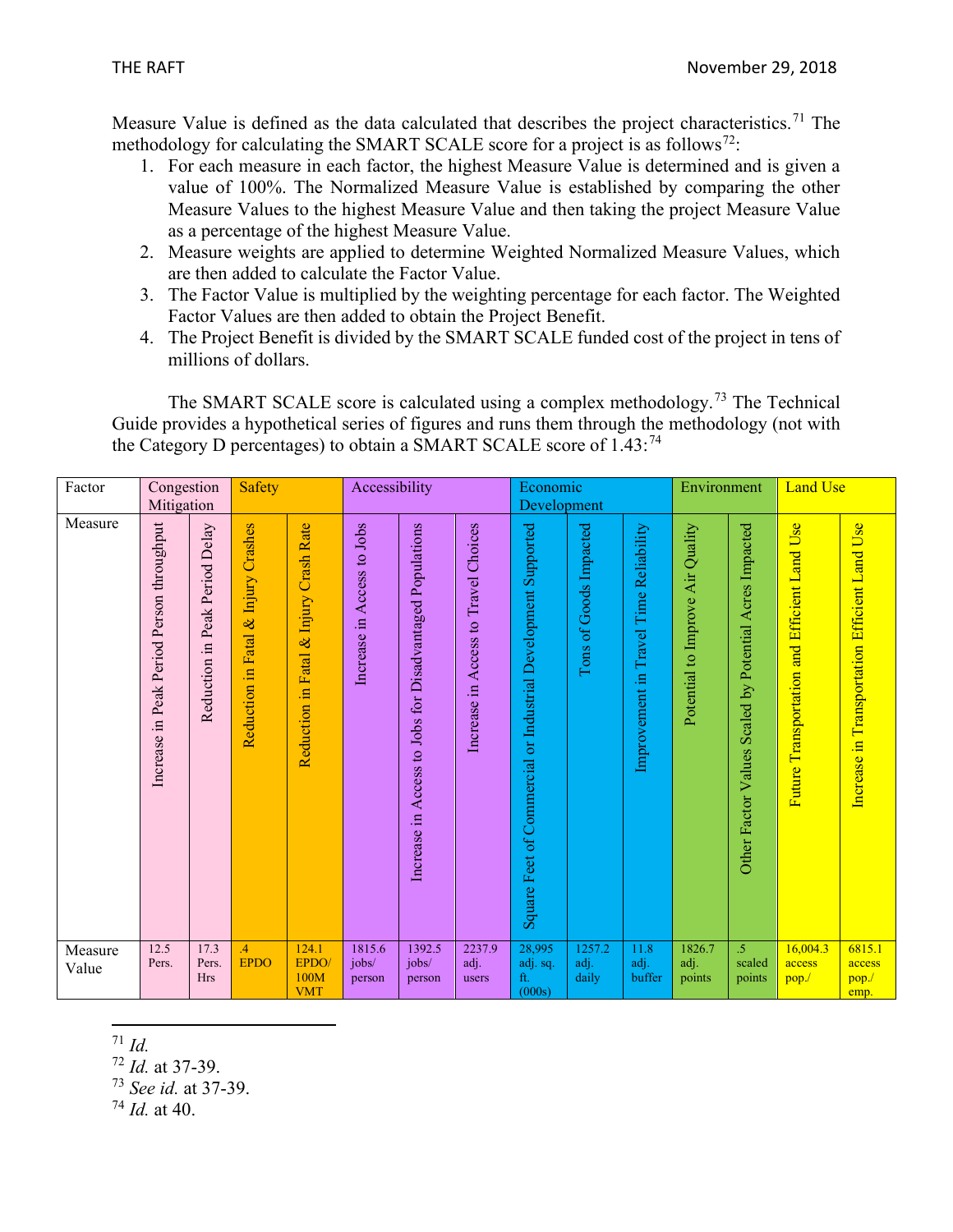Measure Value is defined as the data calculated that describes the project characteristics.[71] The methodology for calculating the SMART SCALE score for a project is as follows[72]:

1. For each measure in each factor, the highest Measure Value is determined and is given a value of 100%. The Normalized Measure Value is established by comparing the other Measure Values to the highest Measure Value and then taking the project Measure Value as a percentage of the highest Measure Value.
2. Measure weights are applied to determine Weighted Normalized Measure Values, which are then added to calculate the Factor Value.
3. The Factor Value is multiplied by the weighting percentage for each factor. The Weighted Factor Values are then added to obtain the Project Benefit.
4. The Project Benefit is divided by the SMART SCALE funded cost of the project in tens of millions of dollars.

The SMART SCALE score is calculated using a complex methodology.[73] The Technical Guide provides a hypothetical series of figures and runs them through the methodology (not with the Category D percentages) to obtain a SMART SCALE score of 1.43:[74]

| Factor | Congestion Mitigation | | Safety | | Accessibility | | | Economic Development | | | Environment | | Land Use | |
|---|---|---|---|---|---|---|---|---|---|---|---|---|---|---|
| Measure | Increase in Peak Period Person throughput | Reduction in Peak Period Delay | Reduction in Fatal & Injury Crashes | Reduction in Fatal & Injury Crash Rate | Increase in Access to Jobs | Increase in Access to Jobs for Disadvantaged Populations | Increase in Access to Travel Choices | Square Feet of Commercial or Industrial Development Supported | Tons of Goods Impacted | Improvement in Travel Time Reliability | Potential to Improve Air Quality | Other Factor Values Scaled by Potential Acres Impacted | Future Transportation and Efficient Land Use | Increase in Transportation Efficient Land Use |
| Measure Value | 12.5 Pers. | 17.3 Pers. Hrs | .4 EPDO | 124.1 EPDO/ 100M VMT | 1815.6 jobs/ person | 1392.5 jobs/ person | 2237.9 adj. users | 28,995 adj. sq. ft. (000s) | 1257.2 adj. daily | 11.8 adj. buffer | 1826.7 adj. points | .5 scaled points | 16,004.3 access pop./ | 6815.1 access pop./ emp. |

---

[71] *Id.*

[72] *Id.* at 37-39.

[73] *See id.* at 37-39.

[74] *Id.* at 40.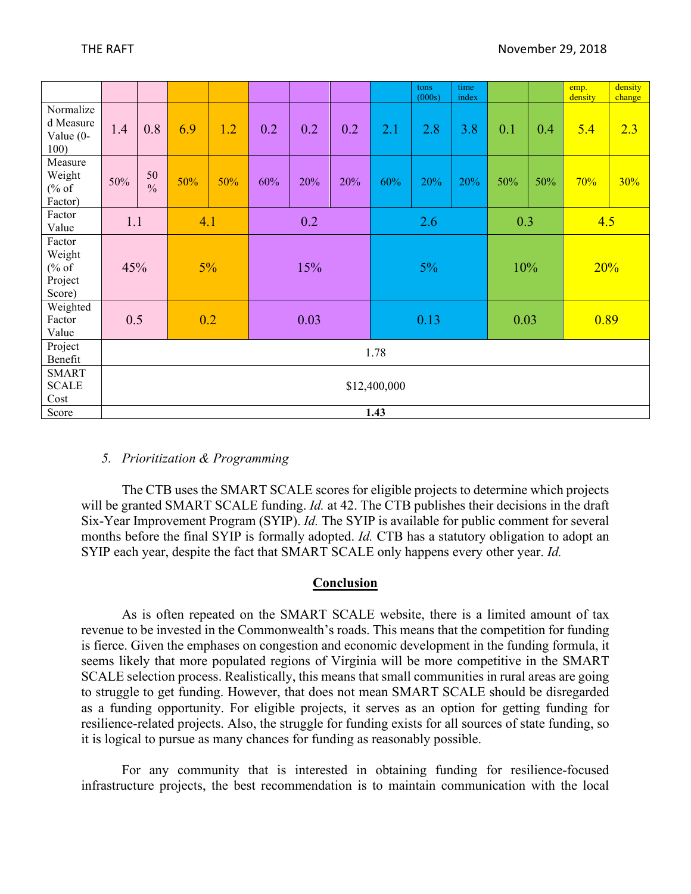| | | | | | | | | | tons (000s) | time index | | | emp. density | density change |
|---|---|---|---|---|---|---|---|---|---|---|---|---|---|---|
| Normalized Measure Value (0-100) | 1.4 | 0.8 | 6.9 | 1.2 | 0.2 | 0.2 | 0.2 | 2.1 | 2.8 | 3.8 | 0.1 | 0.4 | 5.4 | 2.3 |
| Measure Weight (% of Factor) | 50% | 50 % | 50% | 50% | 60% | 20% | 20% | 60% | 20% | 20% | 50% | 50% | 70% | 30% |
| Factor Value | 1.1 | | 4.1 | | 0.2 | | | 2.6 | | | 0.3 | | 4.5 | |
| Factor Weight (% of Project Score) | 45% | | 5% | | 15% | | | 5% | | | 10% | | 20% | |
| Weighted Factor Value | 0.5 | | 0.2 | | 0.03 | | | 0.13 | | | 0.03 | | 0.89 | |
| Project Benefit | 1.78 | | | | | | | | | | | | | |
| SMART SCALE Cost | $12,400,000 | | | | | | | | | | | | | |
| Score | **1.43** | | | | | | | | | | | | | |

5. *Prioritization & Programming*

The CTB uses the SMART SCALE scores for eligible projects to determine which projects will be granted SMART SCALE funding. *Id.* at 42. The CTB publishes their decisions in the draft Six-Year Improvement Program (SYIP). *Id.* The SYIP is available for public comment for several months before the final SYIP is formally adopted. *Id.* CTB has a statutory obligation to adopt an SYIP each year, despite the fact that SMART SCALE only happens every other year. *Id.*

## Conclusion

As is often repeated on the SMART SCALE website, there is a limited amount of tax revenue to be invested in the Commonwealth's roads. This means that the competition for funding is fierce. Given the emphases on congestion and economic development in the funding formula, it seems likely that more populated regions of Virginia will be more competitive in the SMART SCALE selection process. Realistically, this means that small communities in rural areas are going to struggle to get funding. However, that does not mean SMART SCALE should be disregarded as a funding opportunity. For eligible projects, it serves as an option for getting funding for resilience-related projects. Also, the struggle for funding exists for all sources of state funding, so it is logical to pursue as many chances for funding as reasonably possible.

For any community that is interested in obtaining funding for resilience-focused infrastructure projects, the best recommendation is to maintain communication with the local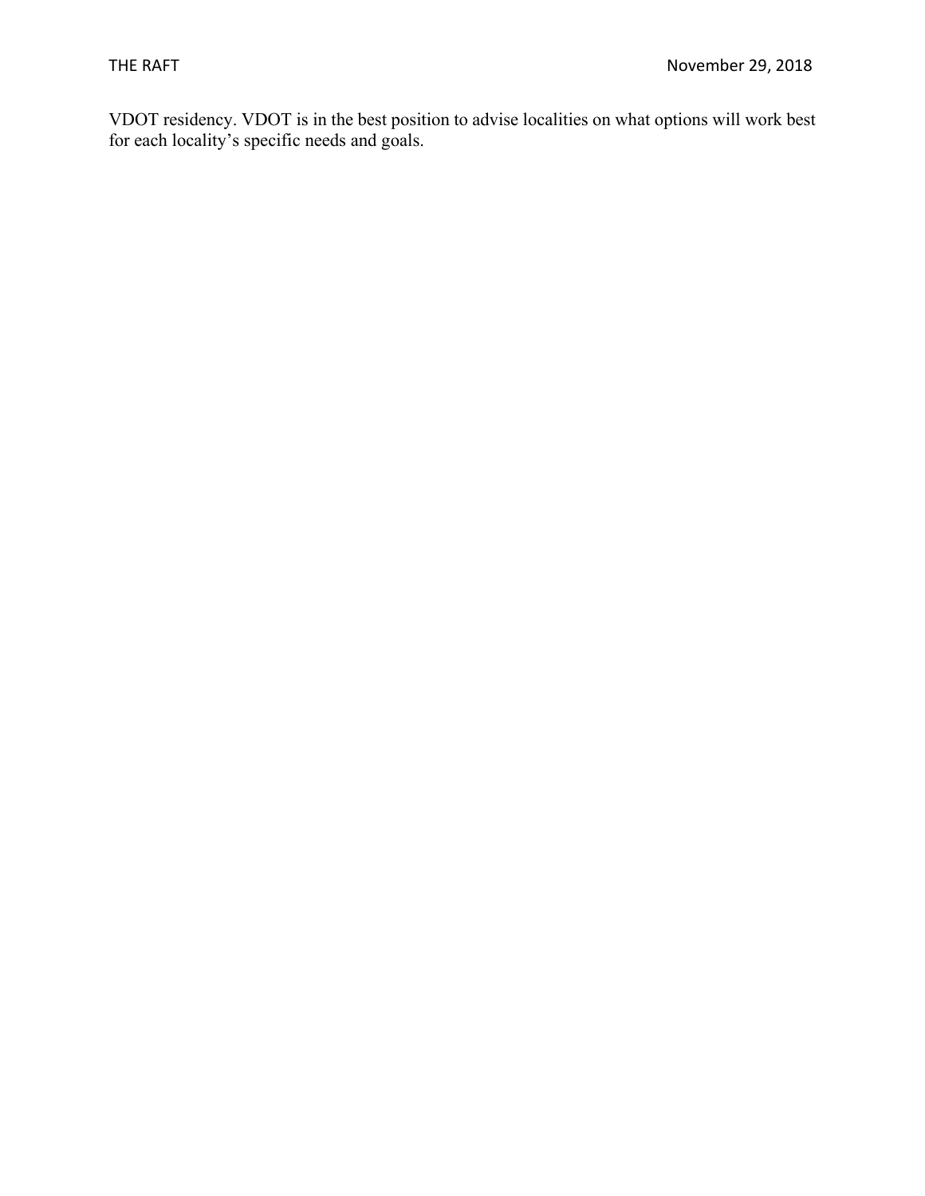VDOT residency. VDOT is in the best position to advise localities on what options will work best for each locality's specific needs and goals.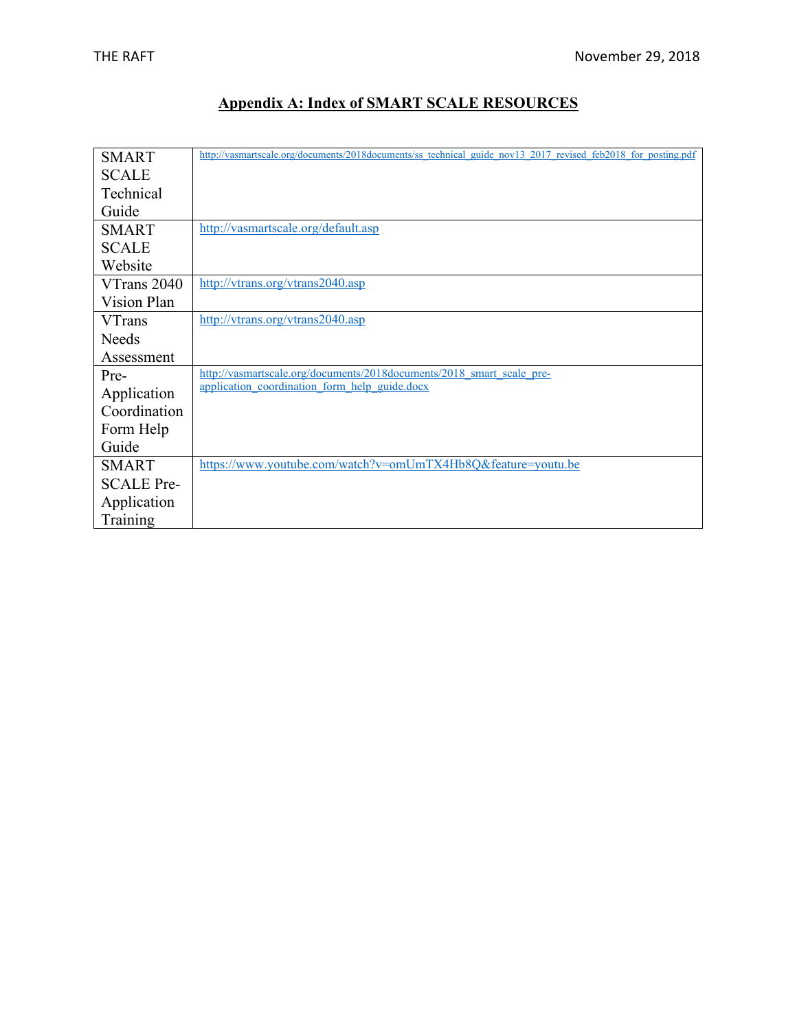## Appendix A: Index of SMART SCALE RESOURCES

| | |
|---|---|
| SMART SCALE Technical Guide | http://vasmartscale.org/documents/2018documents/ss_technical_guide_nov13_2017_revised_feb2018_for_posting.pdf |
| SMART SCALE Website | http://vasmartscale.org/default.asp |
| VTrans 2040 Vision Plan | http://vtrans.org/vtrans2040.asp |
| VTrans Needs Assessment | http://vtrans.org/vtrans2040.asp |
| Pre-Application Coordination Form Help Guide | http://vasmartscale.org/documents/2018documents/2018_smart_scale_pre-application_coordination_form_help_guide.docx |
| SMART SCALE Pre-Application Training | https://www.youtube.com/watch?v=omUmTX4Hb8Q&feature=youtu.be |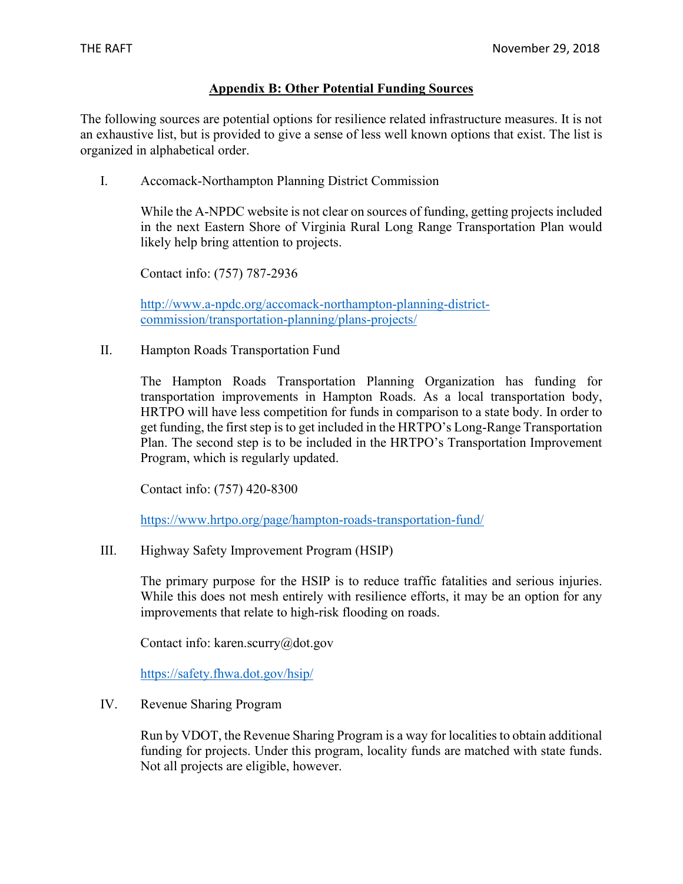## Appendix B: Other Potential Funding Sources

The following sources are potential options for resilience related infrastructure measures. It is not an exhaustive list, but is provided to give a sense of less well known options that exist. The list is organized in alphabetical order.

I. Accomack-Northampton Planning District Commission

While the A-NPDC website is not clear on sources of funding, getting projects included in the next Eastern Shore of Virginia Rural Long Range Transportation Plan would likely help bring attention to projects.

Contact info: (757) 787-2936

[http://www.a-npdc.org/accomack-northampton-planning-district-commission/transportation-planning/plans-projects/](http://www.a-npdc.org/accomack-northampton-planning-district-commission/transportation-planning/plans-projects/)

II. Hampton Roads Transportation Fund

The Hampton Roads Transportation Planning Organization has funding for transportation improvements in Hampton Roads. As a local transportation body, HRTPO will have less competition for funds in comparison to a state body. In order to get funding, the first step is to get included in the HRTPO's Long-Range Transportation Plan. The second step is to be included in the HRTPO's Transportation Improvement Program, which is regularly updated.

Contact info: (757) 420-8300

[https://www.hrtpo.org/page/hampton-roads-transportation-fund/](https://www.hrtpo.org/page/hampton-roads-transportation-fund/)

III. Highway Safety Improvement Program (HSIP)

The primary purpose for the HSIP is to reduce traffic fatalities and serious injuries. While this does not mesh entirely with resilience efforts, it may be an option for any improvements that relate to high-risk flooding on roads.

Contact info: karen.scurry@dot.gov

[https://safety.fhwa.dot.gov/hsip/](https://safety.fhwa.dot.gov/hsip/)

IV. Revenue Sharing Program

Run by VDOT, the Revenue Sharing Program is a way for localities to obtain additional funding for projects. Under this program, locality funds are matched with state funds. Not all projects are eligible, however.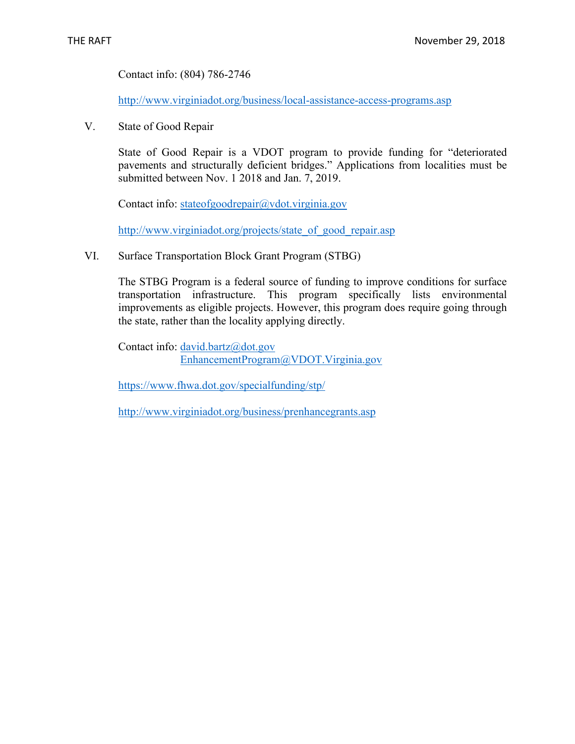Contact info: (804) 786-2746

http://www.virginiadot.org/business/local-assistance-access-programs.asp

V. State of Good Repair

State of Good Repair is a VDOT program to provide funding for "deteriorated pavements and structurally deficient bridges." Applications from localities must be submitted between Nov. 1 2018 and Jan. 7, 2019.

Contact info: stateofgoodrepair@vdot.virginia.gov

http://www.virginiadot.org/projects/state_of_good_repair.asp

VI. Surface Transportation Block Grant Program (STBG)

The STBG Program is a federal source of funding to improve conditions for surface transportation infrastructure. This program specifically lists environmental improvements as eligible projects. However, this program does require going through the state, rather than the locality applying directly.

Contact info: david.bartz@dot.gov
EnhancementProgram@VDOT.Virginia.gov

https://www.fhwa.dot.gov/specialfunding/stp/

http://www.virginiadot.org/business/prenhancegrants.asp